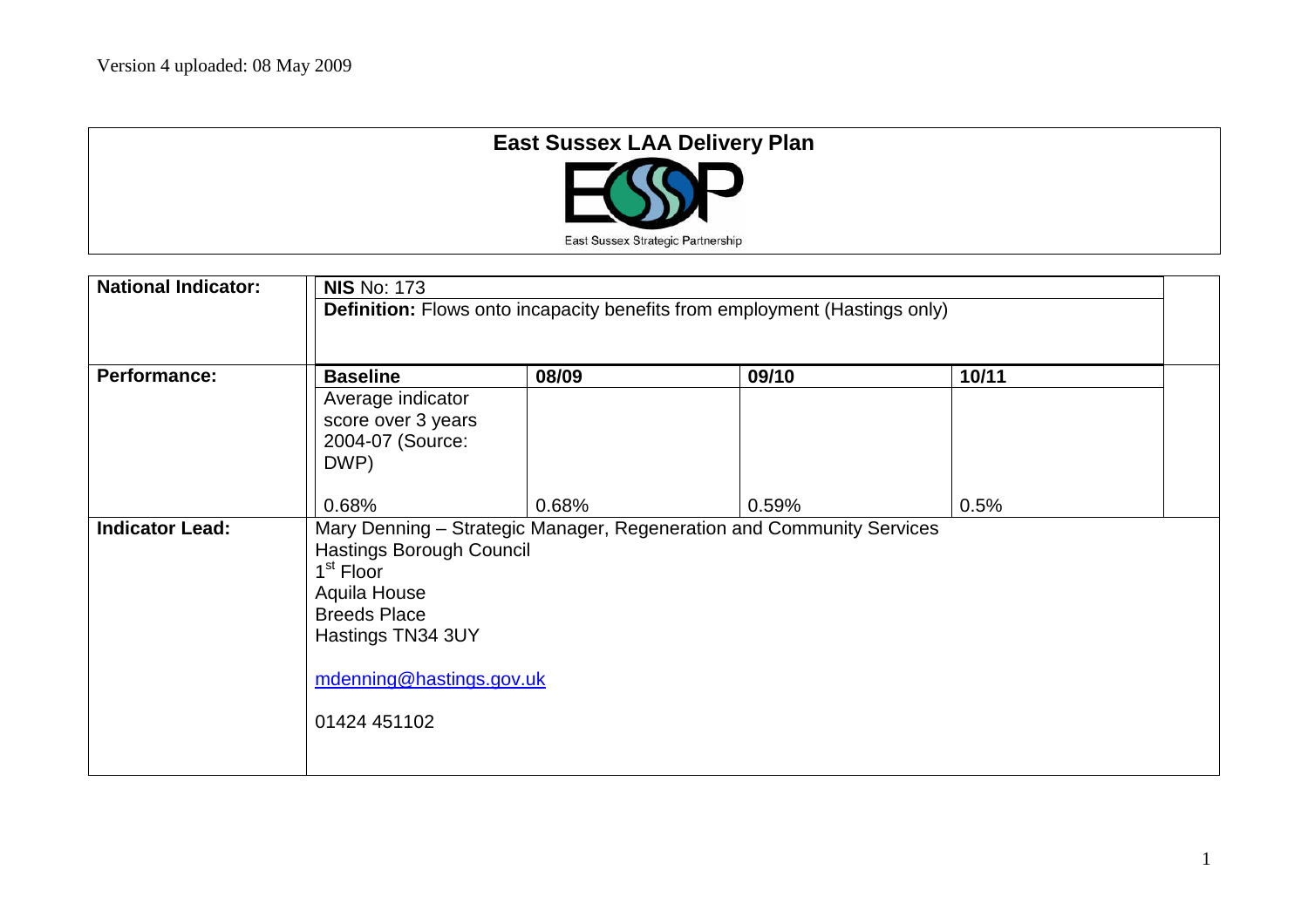Version 4 uploaded: 08 May 2009

# East Sussex LAA Delivery Plan

East Sussex Strategic Partnership

| | | | | |
|---|---|---|---|---|
| **National Indicator:** | **NIS** No: 173 | | | |
| | **Definition:** Flows onto incapacity benefits from employment (Hastings only) | | | |
| **Performance:** | **Baseline** | **08/09** | **09/10** | **10/11** |
| | Average indicator score over 3 years 2004-07 (Source: DWP) 0.68% | 0.68% | 0.59% | 0.5% |
| **Indicator Lead:** | Mary Denning – Strategic Manager, Regeneration and Community Services<br>Hastings Borough Council<br>1st Floor<br>Aquila House<br>Breeds Place<br>Hastings TN34 3UY<br><br>mdenning@hastings.gov.uk<br><br>01424 451102 | | | |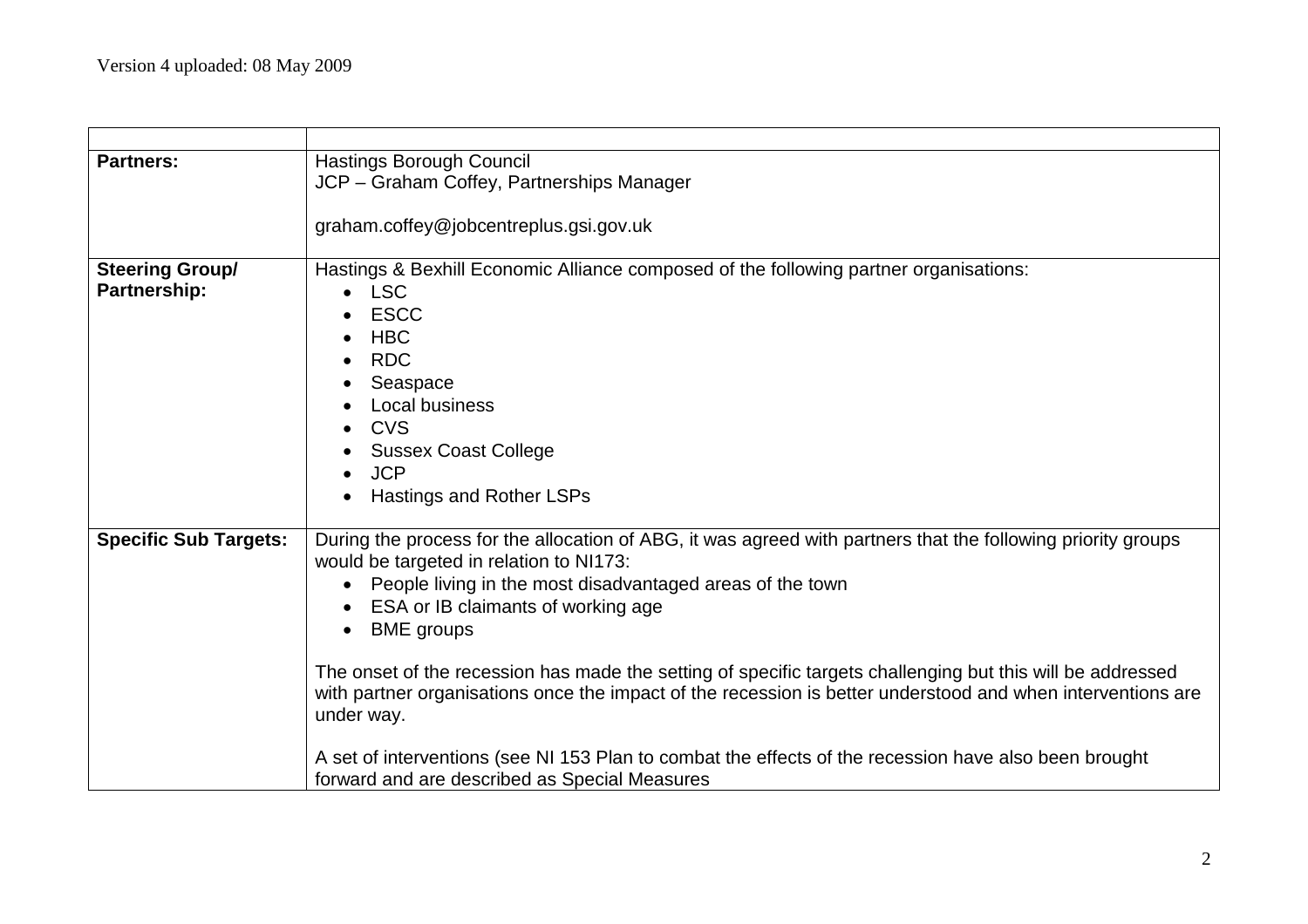Version 4 uploaded: 08 May 2009

| | |
|---|---|
| **Partners:** | Hastings Borough Council<br>JCP – Graham Coffey, Partnerships Manager<br><br>graham.coffey@jobcentreplus.gsi.gov.uk |
| **Steering Group/ Partnership:** | Hastings & Bexhill Economic Alliance composed of the following partner organisations:<br>• LSC<br>• ESCC<br>• HBC<br>• RDC<br>• Seaspace<br>• Local business<br>• CVS<br>• Sussex Coast College<br>• JCP<br>• Hastings and Rother LSPs |
| **Specific Sub Targets:** | During the process for the allocation of ABG, it was agreed with partners that the following priority groups would be targeted in relation to NI173:<br>• People living in the most disadvantaged areas of the town<br>• ESA or IB claimants of working age<br>• BME groups<br><br>The onset of the recession has made the setting of specific targets challenging but this will be addressed with partner organisations once the impact of the recession is better understood and when interventions are under way.<br><br>A set of interventions (see NI 153 Plan to combat the effects of the recession have also been brought forward and are described as Special Measures |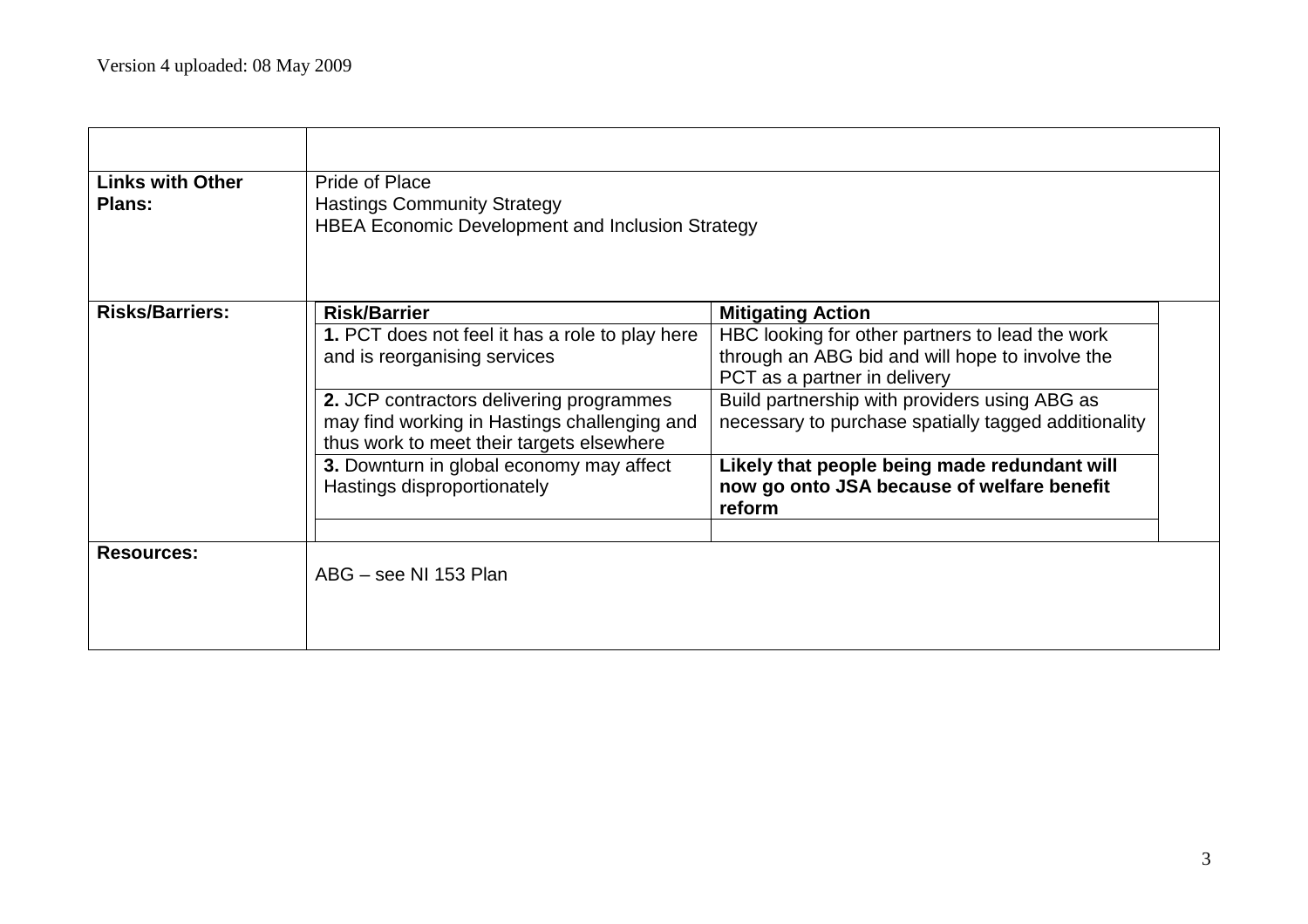Version 4 uploaded: 08 May 2009

| | |
|---|---|
| **Links with Other Plans:** | Pride of Place<br>Hastings Community Strategy<br>HBEA Economic Development and Inclusion Strategy |
| **Risks/Barriers:** | (see table below) |
| **Resources:** | ABG – see NI 153 Plan |

| Risk/Barrier | Mitigating Action |
|---|---|
| **1.** PCT does not feel it has a role to play here and is reorganising services | HBC looking for other partners to lead the work through an ABG bid and will hope to involve the PCT as a partner in delivery |
| **2.** JCP contractors delivering programmes may find working in Hastings challenging and thus work to meet their targets elsewhere | Build partnership with providers using ABG as necessary to purchase spatially tagged additionality |
| **3.** Downturn in global economy may affect Hastings disproportionately | **Likely that people being made redundant will now go onto JSA because of welfare benefit reform** |
| | |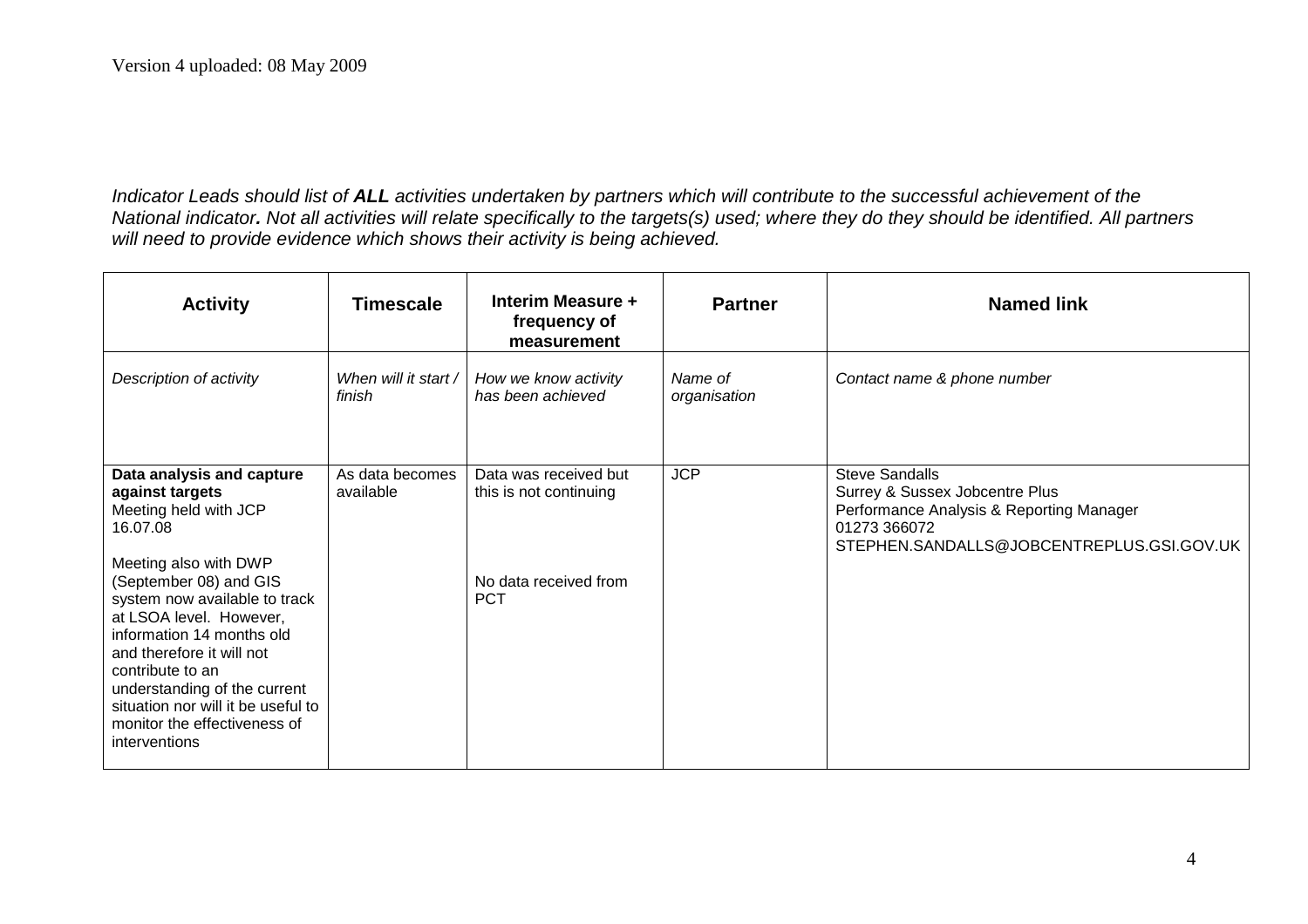Version 4 uploaded: 08 May 2009

*Indicator Leads should list of **ALL** activities undertaken by partners which will contribute to the successful achievement of the National indicator**.** Not all activities will relate specifically to the targets(s) used; where they do they should be identified. All partners will need to provide evidence which shows their activity is being achieved.*

| Activity | Timescale | Interim Measure + frequency of measurement | Partner | Named link |
|---|---|---|---|---|
| *Description of activity* | *When will it start / finish* | *How we know activity has been achieved* | *Name of organisation* | *Contact name & phone number* |
| **Data analysis and capture against targets**<br>Meeting held with JCP 16.07.08<br><br>Meeting also with DWP (September 08) and GIS system now available to track at LSOA level. However, information 14 months old and therefore it will not contribute to an understanding of the current situation nor will it be useful to monitor the effectiveness of interventions | As data becomes available | Data was received but this is not continuing<br><br>No data received from PCT | JCP | Steve Sandalls<br>Surrey & Sussex Jobcentre Plus<br>Performance Analysis & Reporting Manager<br>01273 366072<br>STEPHEN.SANDALLS@JOBCENTREPLUS.GSI.GOV.UK |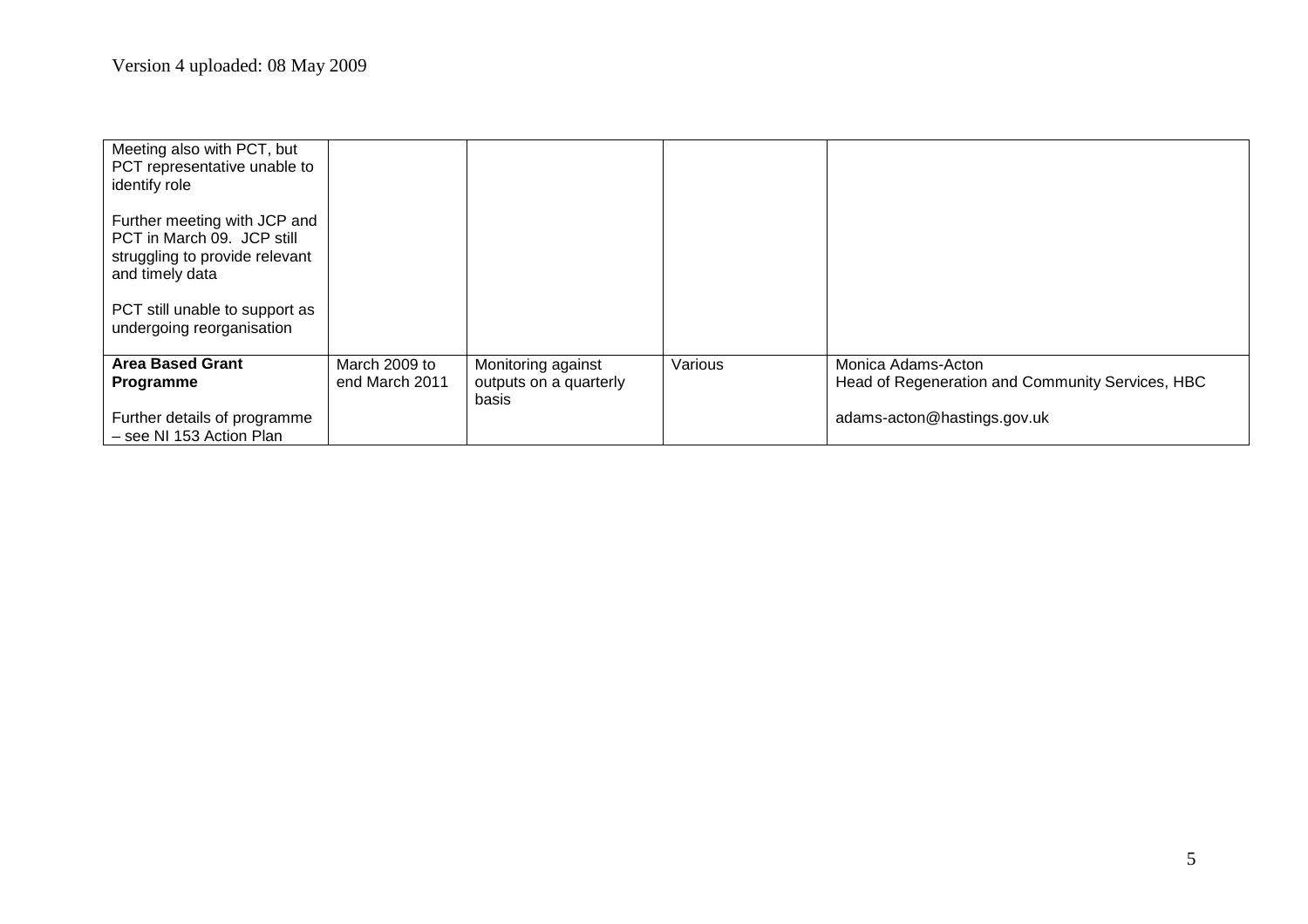Version 4 uploaded: 08 May 2009

| | | | | |
|---|---|---|---|---|
| Meeting also with PCT, but PCT representative unable to identify role<br><br>Further meeting with JCP and PCT in March 09. JCP still struggling to provide relevant and timely data<br><br>PCT still unable to support as undergoing reorganisation | | | | |
| **Area Based Grant Programme**<br><br>Further details of programme – see NI 153 Action Plan | March 2009 to end March 2011 | Monitoring against outputs on a quarterly basis | Various | Monica Adams-Acton<br>Head of Regeneration and Community Services, HBC<br><br>adams-acton@hastings.gov.uk |